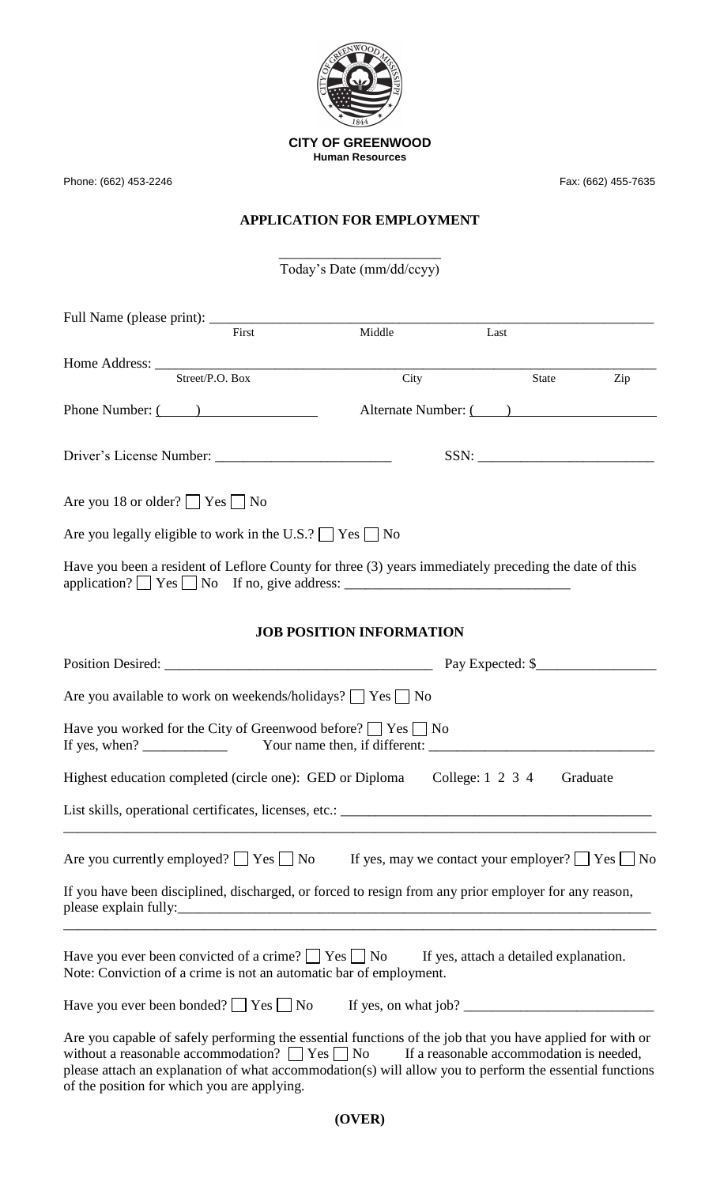**CITY OF GREENWOOD**
**Human Resources**

Phone: (662) 453-2246 Fax: (662) 455-7635

# APPLICATION FOR EMPLOYMENT

\_\_\_\_\_\_\_\_\_\_\_\_\_\_\_\_\_\_\_\_\_\_
Today's Date (mm/dd/ccyy)

Full Name (please print): \_\_\_\_\_\_\_\_\_\_\_\_\_\_\_\_\_\_\_\_\_\_\_\_\_\_\_\_\_\_\_\_\_\_\_\_\_\_\_\_\_\_\_\_\_\_\_\_\_\_\_\_\_\_\_\_
First Middle Last

Home Address: \_\_\_\_\_\_\_\_\_\_\_\_\_\_\_\_\_\_\_\_\_\_\_\_\_\_\_\_\_\_\_\_\_\_\_\_\_\_\_\_\_\_\_\_\_\_\_\_\_\_\_\_\_\_\_\_\_\_\_\_\_\_\_\_
Street/P.O. Box City State Zip

Phone Number: ( ) \_\_\_\_\_\_\_\_\_\_\_\_\_\_ Alternate Number: ( ) \_\_\_\_\_\_\_\_\_\_\_\_\_\_\_\_\_\_

Driver's License Number: \_\_\_\_\_\_\_\_\_\_\_\_\_\_\_\_\_\_\_\_\_\_\_\_ SSN: \_\_\_\_\_\_\_\_\_\_\_\_\_\_\_\_\_\_\_\_\_\_\_\_

Are you 18 or older? ☐ Yes ☐ No

Are you legally eligible to work in the U.S.? ☐ Yes ☐ No

Have you been a resident of Leflore County for three (3) years immediately preceding the date of this application? ☐ Yes ☐ No If no, give address: \_\_\_\_\_\_\_\_\_\_\_\_\_\_\_\_\_\_\_\_\_\_\_\_\_\_\_\_\_\_\_

## JOB POSITION INFORMATION

Position Desired: \_\_\_\_\_\_\_\_\_\_\_\_\_\_\_\_\_\_\_\_\_\_\_\_\_\_\_\_\_\_\_\_\_\_\_\_\_ Pay Expected: $\_\_\_\_\_\_\_\_\_\_\_\_\_\_\_\_

Are you available to work on weekends/holidays? ☐ Yes ☐ No

Have you worked for the City of Greenwood before? ☐ Yes ☐ No
If yes, when? \_\_\_\_\_\_\_\_\_\_\_\_ Your name then, if different: \_\_\_\_\_\_\_\_\_\_\_\_\_\_\_\_\_\_\_\_\_\_\_\_\_\_\_\_\_\_\_

Highest education completed (circle one): GED or Diploma College: 1 2 3 4 Graduate

List skills, operational certificates, licenses, etc.: \_\_\_\_\_\_\_\_\_\_\_\_\_\_\_\_\_\_\_\_\_\_\_\_\_\_\_\_\_\_\_\_\_\_\_\_\_\_\_\_\_\_\_
\_\_\_\_\_\_\_\_\_\_\_\_\_\_\_\_\_\_\_\_\_\_\_\_\_\_\_\_\_\_\_\_\_\_\_\_\_\_\_\_\_\_\_\_\_\_\_\_\_\_\_\_\_\_\_\_\_\_\_\_\_\_\_\_\_\_\_\_\_\_\_\_\_\_\_\_\_\_\_\_\_\_\_\_

Are you currently employed? ☐ Yes ☐ No If yes, may we contact your employer? ☐ Yes ☐ No

If you have been disciplined, discharged, or forced to resign from any prior employer for any reason, please explain fully:\_\_\_\_\_\_\_\_\_\_\_\_\_\_\_\_\_\_\_\_\_\_\_\_\_\_\_\_\_\_\_\_\_\_\_\_\_\_\_\_\_\_\_\_\_\_\_\_\_\_\_\_\_\_\_\_\_\_\_\_\_\_\_\_\_\_\_
\_\_\_\_\_\_\_\_\_\_\_\_\_\_\_\_\_\_\_\_\_\_\_\_\_\_\_\_\_\_\_\_\_\_\_\_\_\_\_\_\_\_\_\_\_\_\_\_\_\_\_\_\_\_\_\_\_\_\_\_\_\_\_\_\_\_\_\_\_\_\_\_\_\_\_\_\_\_\_\_\_\_\_\_

Have you ever been convicted of a crime? ☐ Yes ☐ No If yes, attach a detailed explanation.
Note: Conviction of a crime is not an automatic bar of employment.

Have you ever been bonded? ☐ Yes ☐ No If yes, on what job? \_\_\_\_\_\_\_\_\_\_\_\_\_\_\_\_\_\_\_\_\_\_\_\_\_\_\_

Are you capable of safely performing the essential functions of the job that you have applied for with or without a reasonable accommodation? ☐ Yes ☐ No If a reasonable accommodation is needed, please attach an explanation of what accommodation(s) will allow you to perform the essential functions of the position for which you are applying.

**(OVER)**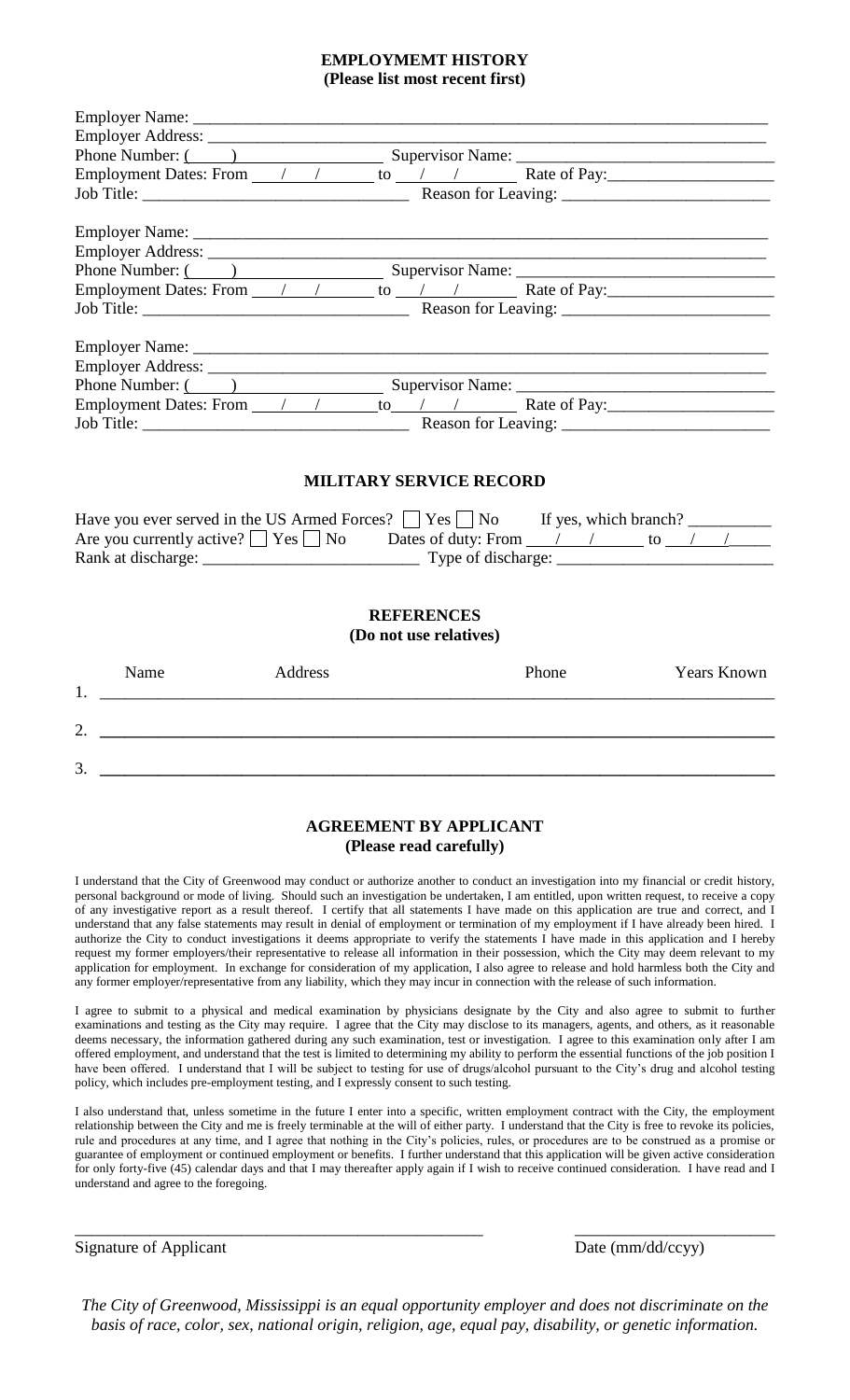## EMPLOYMEMT HISTORY
**(Please list most recent first)**

Employer Name: ___________________________________________________________________

Employer Address: _________________________________________________________________

Phone Number: (____) ________________ Supervisor Name: ____________________________

Employment Dates: From ___/___/______ to ___/___/______ Rate of Pay: ________________

Job Title: ____________________________ Reason for Leaving: _______________________

Employer Name: ___________________________________________________________________

Employer Address: _________________________________________________________________

Phone Number: (____) ________________ Supervisor Name: ____________________________

Employment Dates: From ___/___/______ to ___/___/______ Rate of Pay: ________________

Job Title: ____________________________ Reason for Leaving: _______________________

Employer Name: ___________________________________________________________________

Employer Address: _________________________________________________________________

Phone Number: (____) ________________ Supervisor Name: ____________________________

Employment Dates: From ___/___/______ to ___/___/______ Rate of Pay: ________________

Job Title: ____________________________ Reason for Leaving: _______________________

## MILITARY SERVICE RECORD

Have you ever served in the US Armed Forces? ☐ Yes ☐ No If yes, which branch? __________

Are you currently active? ☐ Yes ☐ No Dates of duty: From ___/___/______ to ___/___/_____

Rank at discharge: __________________________ Type of discharge: _________________________

## REFERENCES
**(Do not use relatives)**

| | Name | Address | Phone | Years Known |
|---|---|---|---|---|
| 1. | | | | |
| 2. | | | | |
| 3. | | | | |

## AGREEMENT BY APPLICANT
**(Please read carefully)**

I understand that the City of Greenwood may conduct or authorize another to conduct an investigation into my financial or credit history, personal background or mode of living. Should such an investigation be undertaken, I am entitled, upon written request, to receive a copy of any investigative report as a result thereof. I certify that all statements I have made on this application are true and correct, and I understand that any false statements may result in denial of employment or termination of my employment if I have already been hired. I authorize the City to conduct investigations it deems appropriate to verify the statements I have made in this application and I hereby request my former employers/their representative to release all information in their possession, which the City may deem relevant to my application for employment. In exchange for consideration of my application, I also agree to release and hold harmless both the City and any former employer/representative from any liability, which they may incur in connection with the release of such information.

I agree to submit to a physical and medical examination by physicians designate by the City and also agree to submit to further examinations and testing as the City may require. I agree that the City may disclose to its managers, agents, and others, as it reasonable deems necessary, the information gathered during any such examination, test or investigation. I agree to this examination only after I am offered employment, and understand that the test is limited to determining my ability to perform the essential functions of the job position I have been offered. I understand that I will be subject to testing for use of drugs/alcohol pursuant to the City's drug and alcohol testing policy, which includes pre-employment testing, and I expressly consent to such testing.

I also understand that, unless sometime in the future I enter into a specific, written employment contract with the City, the employment relationship between the City and me is freely terminable at the will of either party. I understand that the City is free to revoke its policies, rule and procedures at any time, and I agree that nothing in the City's policies, rules, or procedures are to be construed as a promise or guarantee of employment or continued employment or benefits. I further understand that this application will be given active consideration for only forty-five (45) calendar days and that I may thereafter apply again if I wish to receive continued consideration. I have read and I understand and agree to the foregoing.

_______________________________________________ ________________________

Signature of Applicant Date (mm/dd/ccyy)

*The City of Greenwood, Mississippi is an equal opportunity employer and does not discriminate on the basis of race, color, sex, national origin, religion, age, equal pay, disability, or genetic information.*